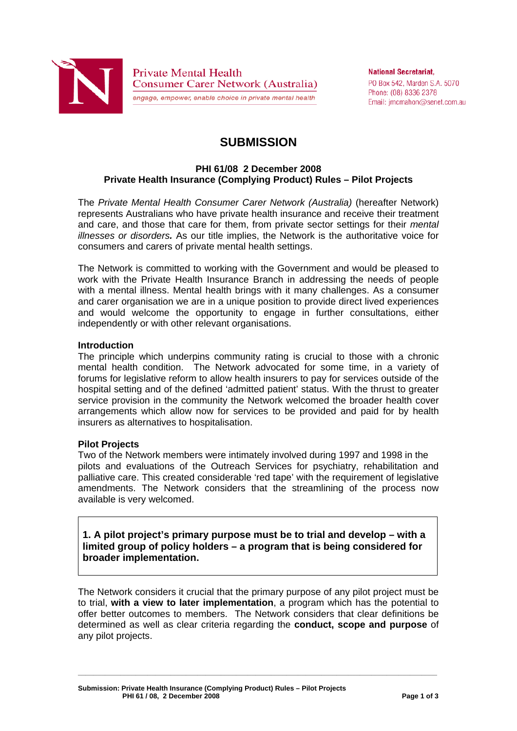Private Mental Health Consumer Carer Network (Australia)

*engage, empower, enable choice in private mental health*

**National Secretariat,**
PO Box 542, Marden S.A. 5070
Phone: (08) 8336 2378
Email: jmcmahon@senet.com.au

# SUBMISSION

**PHI 61/08 2 December 2008**
**Private Health Insurance (Complying Product) Rules – Pilot Projects**

The *Private Mental Health Consumer Carer Network (Australia)* (hereafter Network) represents Australians who have private health insurance and receive their treatment and care, and those that care for them, from private sector settings for their *mental illnesses or disorders.* As our title implies, the Network is the authoritative voice for consumers and carers of private mental health settings.

The Network is committed to working with the Government and would be pleased to work with the Private Health Insurance Branch in addressing the needs of people with a mental illness. Mental health brings with it many challenges. As a consumer and carer organisation we are in a unique position to provide direct lived experiences and would welcome the opportunity to engage in further consultations, either independently or with other relevant organisations.

### Introduction

The principle which underpins community rating is crucial to those with a chronic mental health condition. The Network advocated for some time, in a variety of forums for legislative reform to allow health insurers to pay for services outside of the hospital setting and of the defined 'admitted patient' status. With the thrust to greater service provision in the community the Network welcomed the broader health cover arrangements which allow now for services to be provided and paid for by health insurers as alternatives to hospitalisation.

### Pilot Projects

Two of the Network members were intimately involved during 1997 and 1998 in the pilots and evaluations of the Outreach Services for psychiatry, rehabilitation and palliative care. This created considerable 'red tape' with the requirement of legislative amendments. The Network considers that the streamlining of the process now available is very welcomed.

**1. A pilot project's primary purpose must be to trial and develop – with a limited group of policy holders – a program that is being considered for broader implementation.**

The Network considers it crucial that the primary purpose of any pilot project must be to trial, **with a view to later implementation**, a program which has the potential to offer better outcomes to members. The Network considers that clear definitions be determined as well as clear criteria regarding the **conduct, scope and purpose** of any pilot projects.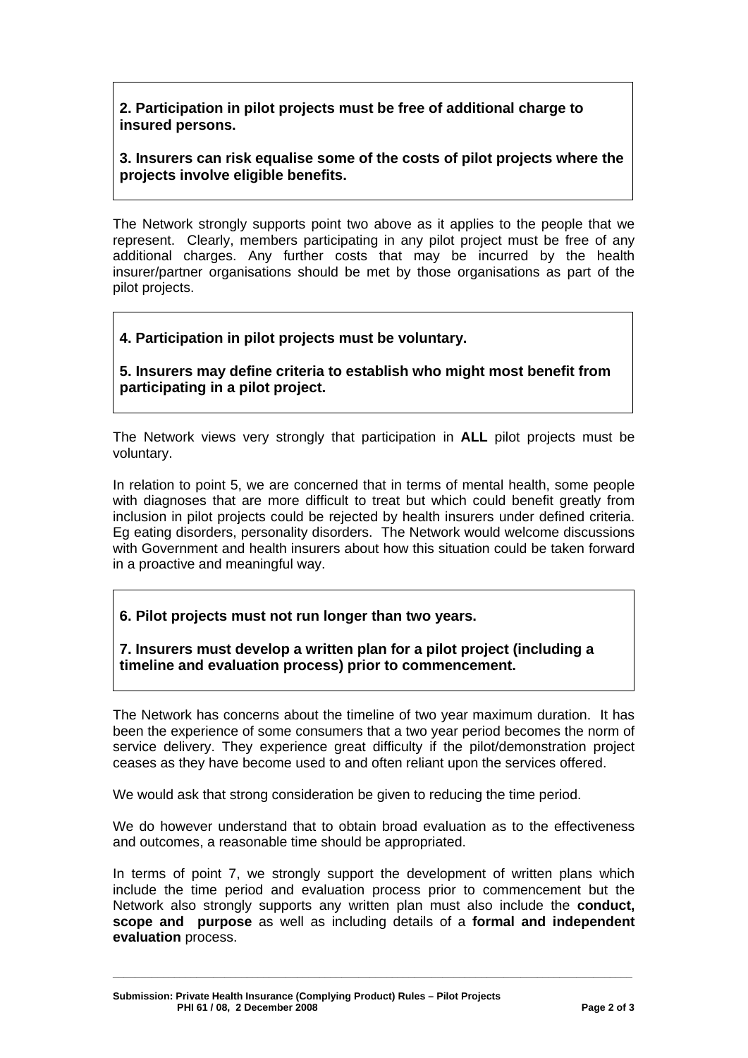**2. Participation in pilot projects must be free of additional charge to insured persons.**

**3. Insurers can risk equalise some of the costs of pilot projects where the projects involve eligible benefits.**

The Network strongly supports point two above as it applies to the people that we represent. Clearly, members participating in any pilot project must be free of any additional charges. Any further costs that may be incurred by the health insurer/partner organisations should be met by those organisations as part of the pilot projects.

**4. Participation in pilot projects must be voluntary.**

**5. Insurers may define criteria to establish who might most benefit from participating in a pilot project.**

The Network views very strongly that participation in **ALL** pilot projects must be voluntary.

In relation to point 5, we are concerned that in terms of mental health, some people with diagnoses that are more difficult to treat but which could benefit greatly from inclusion in pilot projects could be rejected by health insurers under defined criteria. Eg eating disorders, personality disorders. The Network would welcome discussions with Government and health insurers about how this situation could be taken forward in a proactive and meaningful way.

**6. Pilot projects must not run longer than two years.**

**7. Insurers must develop a written plan for a pilot project (including a timeline and evaluation process) prior to commencement.**

The Network has concerns about the timeline of two year maximum duration. It has been the experience of some consumers that a two year period becomes the norm of service delivery. They experience great difficulty if the pilot/demonstration project ceases as they have become used to and often reliant upon the services offered.

We would ask that strong consideration be given to reducing the time period.

We do however understand that to obtain broad evaluation as to the effectiveness and outcomes, a reasonable time should be appropriated.

In terms of point 7, we strongly support the development of written plans which include the time period and evaluation process prior to commencement but the Network also strongly supports any written plan must also include the **conduct, scope and purpose** as well as including details of a **formal and independent evaluation** process.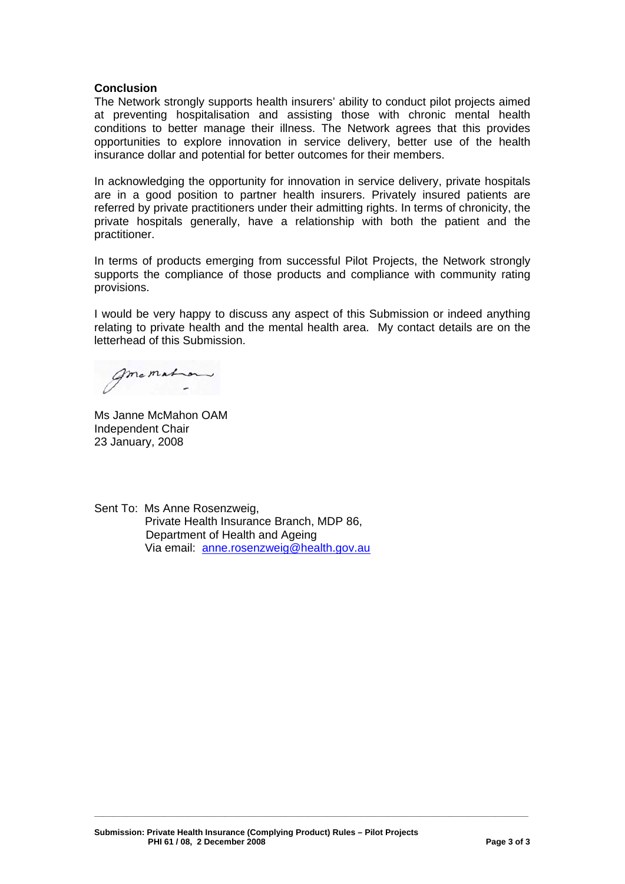**Conclusion**

The Network strongly supports health insurers' ability to conduct pilot projects aimed at preventing hospitalisation and assisting those with chronic mental health conditions to better manage their illness. The Network agrees that this provides opportunities to explore innovation in service delivery, better use of the health insurance dollar and potential for better outcomes for their members.

In acknowledging the opportunity for innovation in service delivery, private hospitals are in a good position to partner health insurers. Privately insured patients are referred by private practitioners under their admitting rights. In terms of chronicity, the private hospitals generally, have a relationship with both the patient and the practitioner.

In terms of products emerging from successful Pilot Projects, the Network strongly supports the compliance of those products and compliance with community rating provisions.

I would be very happy to discuss any aspect of this Submission or indeed anything relating to private health and the mental health area. My contact details are on the letterhead of this Submission.

Ms Janne McMahon OAM
Independent Chair
23 January, 2008

Sent To: Ms Anne Rosenzweig,
Private Health Insurance Branch, MDP 86,
Department of Health and Ageing
Via email: anne.rosenzweig@health.gov.au